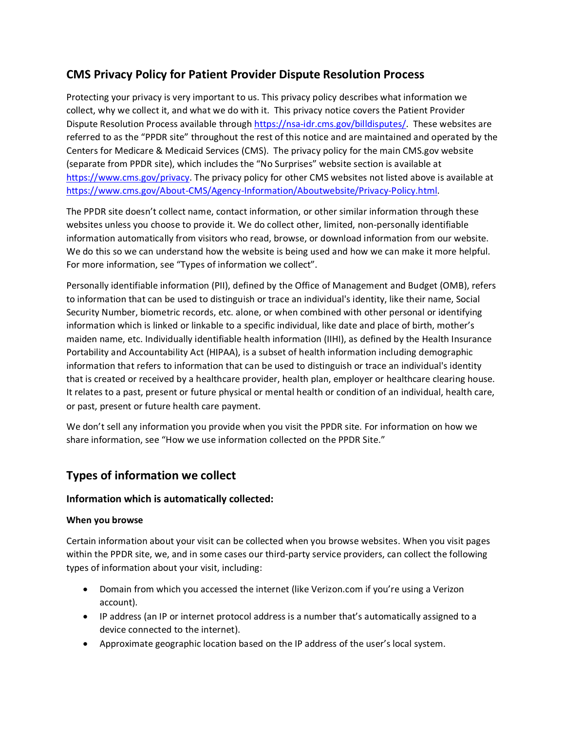## CMS Privacy Policy for Patient Provider Dispute Resolution Process

Protecting your privacy is very important to us. This privacy policy describes what information we collect, why we collect it, and what we do with it. This privacy notice covers the Patient Provider Dispute Resolution Process available through https://nsa-idr.cms.gov/billdisputes/. These websites are referred to as the "PPDR site" throughout the rest of this notice and are maintained and operated by the Centers for Medicare & Medicaid Services (CMS). The privacy policy for the main CMS.gov website (separate from PPDR site), which includes the "No Surprises" website section is available at https://www.cms.gov/privacy. The privacy policy for other CMS websites not listed above is available at https://www.cms.gov/About-CMS/Agency-Information/Aboutwebsite/Privacy-Policy.html.

The PPDR site doesn't collect name, contact information, or other similar information through these websites unless you choose to provide it. We do collect other, limited, non-personally identifiable information automatically from visitors who read, browse, or download information from our website. We do this so we can understand how the website is being used and how we can make it more helpful. For more information, see "Types of information we collect".

Personally identifiable information (PII), defined by the Office of Management and Budget (OMB), refers to information that can be used to distinguish or trace an individual's identity, like their name, Social Security Number, biometric records, etc. alone, or when combined with other personal or identifying information which is linked or linkable to a specific individual, like date and place of birth, mother's maiden name, etc. Individually identifiable health information (IIHI), as defined by the Health Insurance Portability and Accountability Act (HIPAA), is a subset of health information including demographic information that refers to information that can be used to distinguish or trace an individual's identity that is created or received by a healthcare provider, health plan, employer or healthcare clearing house. It relates to a past, present or future physical or mental health or condition of an individual, health care, or past, present or future health care payment.

We don't sell any information you provide when you visit the PPDR site. For information on how we share information, see "How we use information collected on the PPDR Site."

## Types of information we collect

### Information which is automatically collected:

#### When you browse

Certain information about your visit can be collected when you browse websites. When you visit pages within the PPDR site, we, and in some cases our third-party service providers, can collect the following types of information about your visit, including:

- Domain from which you accessed the internet (like Verizon.com if you're using a Verizon account).
- IP address (an IP or internet protocol address is a number that's automatically assigned to a device connected to the internet).
- Approximate geographic location based on the IP address of the user's local system.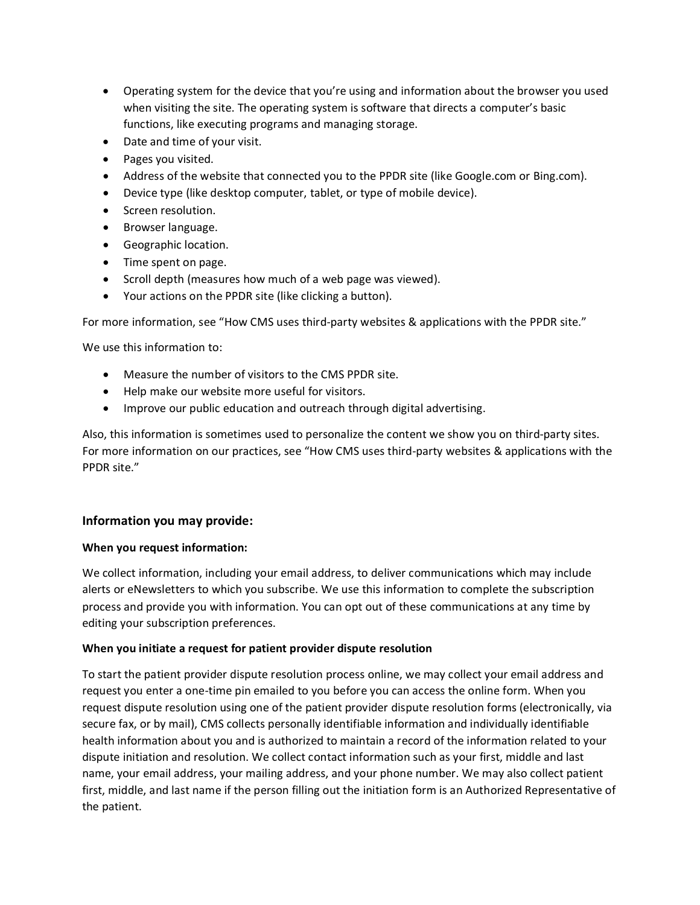- Operating system for the device that you're using and information about the browser you used when visiting the site. The operating system is software that directs a computer's basic functions, like executing programs and managing storage.
- Date and time of your visit.
- Pages you visited.
- Address of the website that connected you to the PPDR site (like Google.com or Bing.com).
- Device type (like desktop computer, tablet, or type of mobile device).
- Screen resolution.
- Browser language.
- Geographic location.
- Time spent on page.
- Scroll depth (measures how much of a web page was viewed).
- Your actions on the PPDR site (like clicking a button).

For more information, see "How CMS uses third-party websites & applications with the PPDR site."

We use this information to:

- Measure the number of visitors to the CMS PPDR site.
- Help make our website more useful for visitors.
- Improve our public education and outreach through digital advertising.

Also, this information is sometimes used to personalize the content we show you on third-party sites. For more information on our practices, see "How CMS uses third-party websites & applications with the PPDR site."

### Information you may provide:

**When you request information:**

We collect information, including your email address, to deliver communications which may include alerts or eNewsletters to which you subscribe. We use this information to complete the subscription process and provide you with information. You can opt out of these communications at any time by editing your subscription preferences.

**When you initiate a request for patient provider dispute resolution**

To start the patient provider dispute resolution process online, we may collect your email address and request you enter a one-time pin emailed to you before you can access the online form. When you request dispute resolution using one of the patient provider dispute resolution forms (electronically, via secure fax, or by mail), CMS collects personally identifiable information and individually identifiable health information about you and is authorized to maintain a record of the information related to your dispute initiation and resolution. We collect contact information such as your first, middle and last name, your email address, your mailing address, and your phone number. We may also collect patient first, middle, and last name if the person filling out the initiation form is an Authorized Representative of the patient.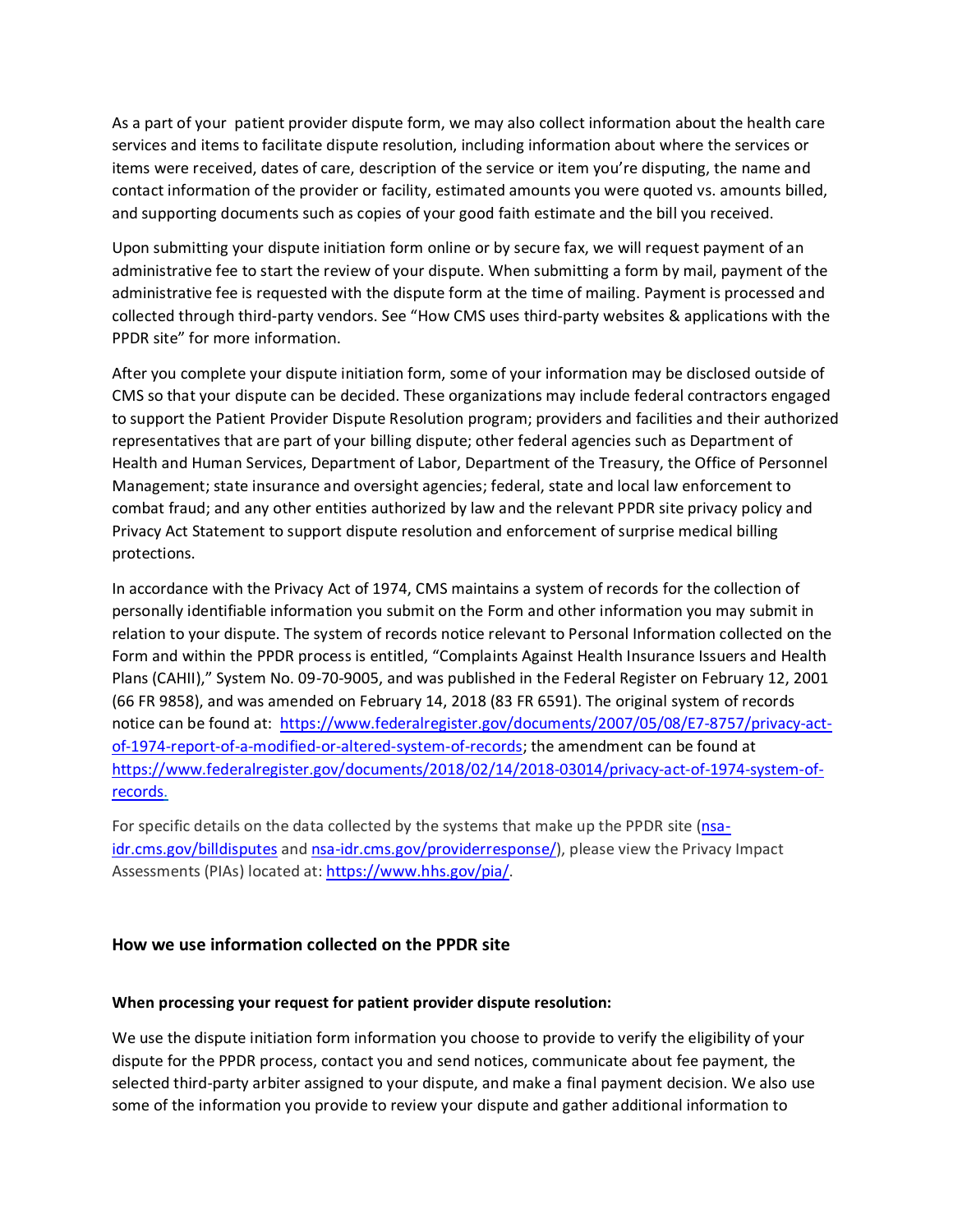As a part of your patient provider dispute form, we may also collect information about the health care services and items to facilitate dispute resolution, including information about where the services or items were received, dates of care, description of the service or item you're disputing, the name and contact information of the provider or facility, estimated amounts you were quoted vs. amounts billed, and supporting documents such as copies of your good faith estimate and the bill you received.

Upon submitting your dispute initiation form online or by secure fax, we will request payment of an administrative fee to start the review of your dispute. When submitting a form by mail, payment of the administrative fee is requested with the dispute form at the time of mailing. Payment is processed and collected through third-party vendors. See "How CMS uses third-party websites & applications with the PPDR site" for more information.

After you complete your dispute initiation form, some of your information may be disclosed outside of CMS so that your dispute can be decided. These organizations may include federal contractors engaged to support the Patient Provider Dispute Resolution program; providers and facilities and their authorized representatives that are part of your billing dispute; other federal agencies such as Department of Health and Human Services, Department of Labor, Department of the Treasury, the Office of Personnel Management; state insurance and oversight agencies; federal, state and local law enforcement to combat fraud; and any other entities authorized by law and the relevant PPDR site privacy policy and Privacy Act Statement to support dispute resolution and enforcement of surprise medical billing protections.

In accordance with the Privacy Act of 1974, CMS maintains a system of records for the collection of personally identifiable information you submit on the Form and other information you may submit in relation to your dispute. The system of records notice relevant to Personal Information collected on the Form and within the PPDR process is entitled, "Complaints Against Health Insurance Issuers and Health Plans (CAHII)," System No. 09-70-9005, and was published in the Federal Register on February 12, 2001 (66 FR 9858), and was amended on February 14, 2018 (83 FR 6591). The original system of records notice can be found at: [https://www.federalregister.gov/documents/2007/05/08/E7-8757/privacy-act-of-1974-report-of-a-modified-or-altered-system-of-records](https://www.federalregister.gov/documents/2007/05/08/E7-8757/privacy-act-of-1974-report-of-a-modified-or-altered-system-of-records); the amendment can be found at [https://www.federalregister.gov/documents/2018/02/14/2018-03014/privacy-act-of-1974-system-of-records](https://www.federalregister.gov/documents/2018/02/14/2018-03014/privacy-act-of-1974-system-of-records).

For specific details on the data collected by the systems that make up the PPDR site (nsa-idr.cms.gov/billdisputes and nsa-idr.cms.gov/providerresponse/), please view the Privacy Impact Assessments (PIAs) located at: [https://www.hhs.gov/pia/](https://www.hhs.gov/pia/).

## How we use information collected on the PPDR site

**When processing your request for patient provider dispute resolution:**

We use the dispute initiation form information you choose to provide to verify the eligibility of your dispute for the PPDR process, contact you and send notices, communicate about fee payment, the selected third-party arbiter assigned to your dispute, and make a final payment decision. We also use some of the information you provide to review your dispute and gather additional information to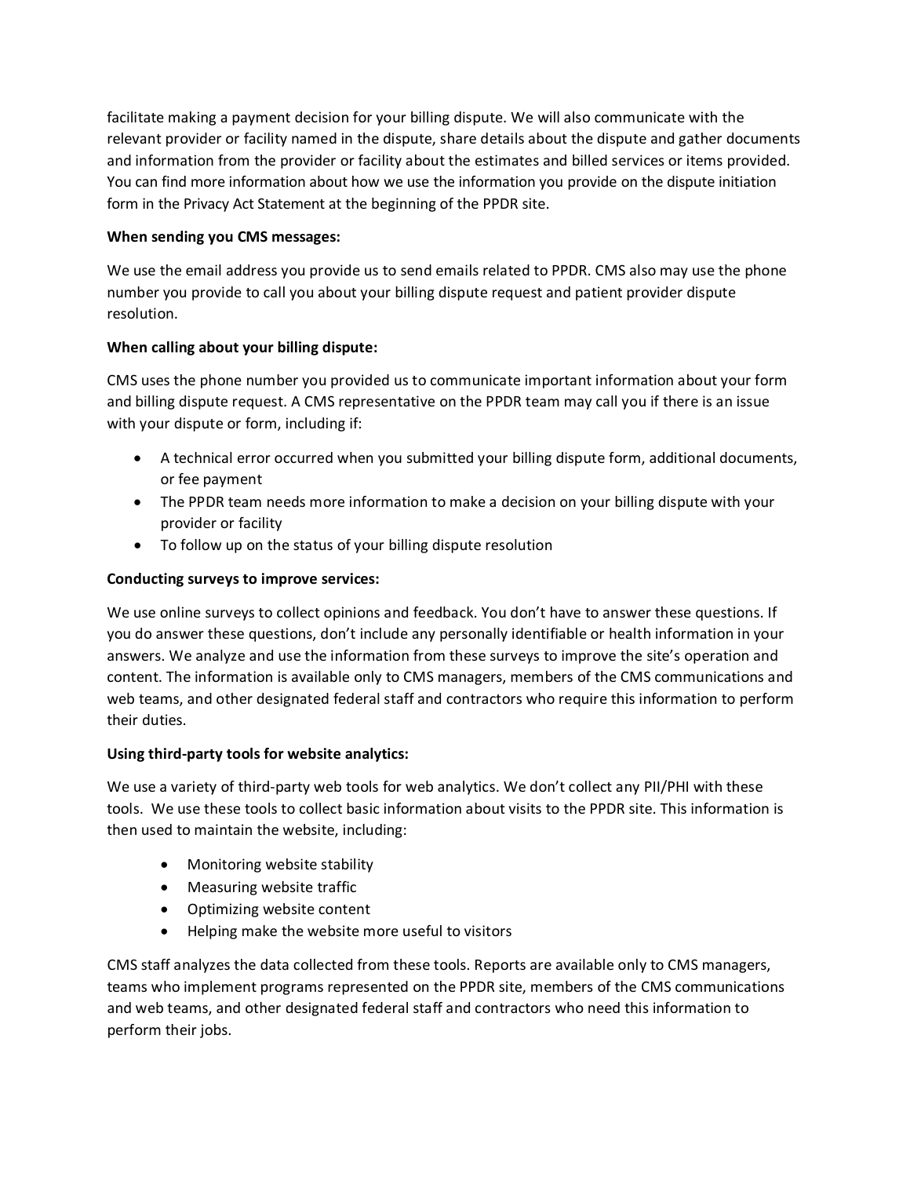facilitate making a payment decision for your billing dispute. We will also communicate with the relevant provider or facility named in the dispute, share details about the dispute and gather documents and information from the provider or facility about the estimates and billed services or items provided. You can find more information about how we use the information you provide on the dispute initiation form in the Privacy Act Statement at the beginning of the PPDR site.

**When sending you CMS messages:**

We use the email address you provide us to send emails related to PPDR. CMS also may use the phone number you provide to call you about your billing dispute request and patient provider dispute resolution.

**When calling about your billing dispute:**

CMS uses the phone number you provided us to communicate important information about your form and billing dispute request. A CMS representative on the PPDR team may call you if there is an issue with your dispute or form, including if:

- A technical error occurred when you submitted your billing dispute form, additional documents, or fee payment
- The PPDR team needs more information to make a decision on your billing dispute with your provider or facility
- To follow up on the status of your billing dispute resolution

**Conducting surveys to improve services:**

We use online surveys to collect opinions and feedback. You don't have to answer these questions. If you do answer these questions, don't include any personally identifiable or health information in your answers. We analyze and use the information from these surveys to improve the site's operation and content. The information is available only to CMS managers, members of the CMS communications and web teams, and other designated federal staff and contractors who require this information to perform their duties.

**Using third-party tools for website analytics:**

We use a variety of third-party web tools for web analytics. We don't collect any PII/PHI with these tools. We use these tools to collect basic information about visits to the PPDR site. This information is then used to maintain the website, including:

- Monitoring website stability
- Measuring website traffic
- Optimizing website content
- Helping make the website more useful to visitors

CMS staff analyzes the data collected from these tools. Reports are available only to CMS managers, teams who implement programs represented on the PPDR site, members of the CMS communications and web teams, and other designated federal staff and contractors who need this information to perform their jobs.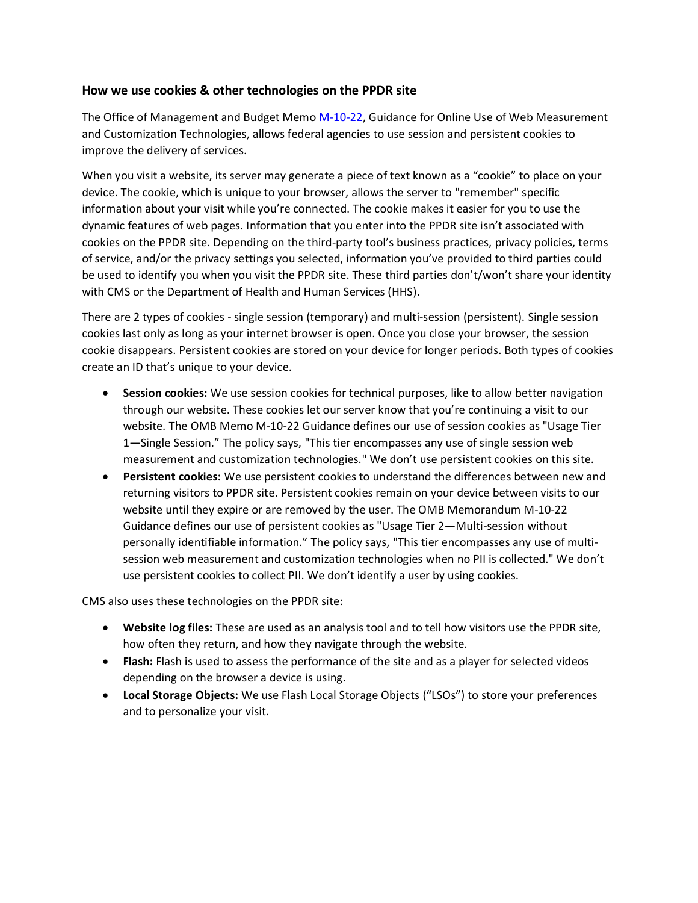### How we use cookies & other technologies on the PPDR site

The Office of Management and Budget Memo [M-10-22](), Guidance for Online Use of Web Measurement and Customization Technologies, allows federal agencies to use session and persistent cookies to improve the delivery of services.

When you visit a website, its server may generate a piece of text known as a "cookie" to place on your device. The cookie, which is unique to your browser, allows the server to "remember" specific information about your visit while you're connected. The cookie makes it easier for you to use the dynamic features of web pages. Information that you enter into the PPDR site isn't associated with cookies on the PPDR site. Depending on the third-party tool's business practices, privacy policies, terms of service, and/or the privacy settings you selected, information you've provided to third parties could be used to identify you when you visit the PPDR site. These third parties don't/won't share your identity with CMS or the Department of Health and Human Services (HHS).

There are 2 types of cookies - single session (temporary) and multi-session (persistent). Single session cookies last only as long as your internet browser is open. Once you close your browser, the session cookie disappears. Persistent cookies are stored on your device for longer periods. Both types of cookies create an ID that's unique to your device.

- **Session cookies:** We use session cookies for technical purposes, like to allow better navigation through our website. These cookies let our server know that you're continuing a visit to our website. The OMB Memo M-10-22 Guidance defines our use of session cookies as "Usage Tier 1—Single Session." The policy says, "This tier encompasses any use of single session web measurement and customization technologies." We don't use persistent cookies on this site.
- **Persistent cookies:** We use persistent cookies to understand the differences between new and returning visitors to PPDR site. Persistent cookies remain on your device between visits to our website until they expire or are removed by the user. The OMB Memorandum M-10-22 Guidance defines our use of persistent cookies as "Usage Tier 2—Multi-session without personally identifiable information." The policy says, "This tier encompasses any use of multi-session web measurement and customization technologies when no PII is collected." We don't use persistent cookies to collect PII. We don't identify a user by using cookies.

CMS also uses these technologies on the PPDR site:

- **Website log files:** These are used as an analysis tool and to tell how visitors use the PPDR site, how often they return, and how they navigate through the website.
- **Flash:** Flash is used to assess the performance of the site and as a player for selected videos depending on the browser a device is using.
- **Local Storage Objects:** We use Flash Local Storage Objects ("LSOs") to store your preferences and to personalize your visit.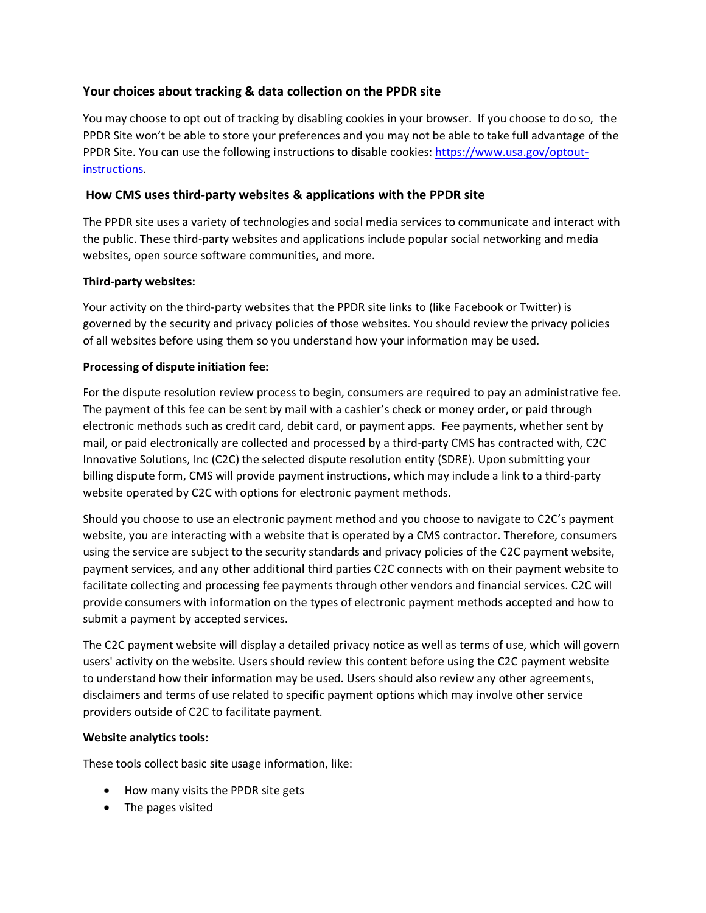### Your choices about tracking & data collection on the PPDR site

You may choose to opt out of tracking by disabling cookies in your browser. If you choose to do so, the PPDR Site won't be able to store your preferences and you may not be able to take full advantage of the PPDR Site. You can use the following instructions to disable cookies: [https://www.usa.gov/optout-instructions](https://www.usa.gov/optout-instructions).

### How CMS uses third-party websites & applications with the PPDR site

The PPDR site uses a variety of technologies and social media services to communicate and interact with the public. These third-party websites and applications include popular social networking and media websites, open source software communities, and more.

**Third-party websites:**

Your activity on the third-party websites that the PPDR site links to (like Facebook or Twitter) is governed by the security and privacy policies of those websites. You should review the privacy policies of all websites before using them so you understand how your information may be used.

**Processing of dispute initiation fee:**

For the dispute resolution review process to begin, consumers are required to pay an administrative fee. The payment of this fee can be sent by mail with a cashier's check or money order, or paid through electronic methods such as credit card, debit card, or payment apps. Fee payments, whether sent by mail, or paid electronically are collected and processed by a third-party CMS has contracted with, C2C Innovative Solutions, Inc (C2C) the selected dispute resolution entity (SDRE). Upon submitting your billing dispute form, CMS will provide payment instructions, which may include a link to a third-party website operated by C2C with options for electronic payment methods.

Should you choose to use an electronic payment method and you choose to navigate to C2C's payment website, you are interacting with a website that is operated by a CMS contractor. Therefore, consumers using the service are subject to the security standards and privacy policies of the C2C payment website, payment services, and any other additional third parties C2C connects with on their payment website to facilitate collecting and processing fee payments through other vendors and financial services. C2C will provide consumers with information on the types of electronic payment methods accepted and how to submit a payment by accepted services.

The C2C payment website will display a detailed privacy notice as well as terms of use, which will govern users' activity on the website. Users should review this content before using the C2C payment website to understand how their information may be used. Users should also review any other agreements, disclaimers and terms of use related to specific payment options which may involve other service providers outside of C2C to facilitate payment.

**Website analytics tools:**

These tools collect basic site usage information, like:

- How many visits the PPDR site gets
- The pages visited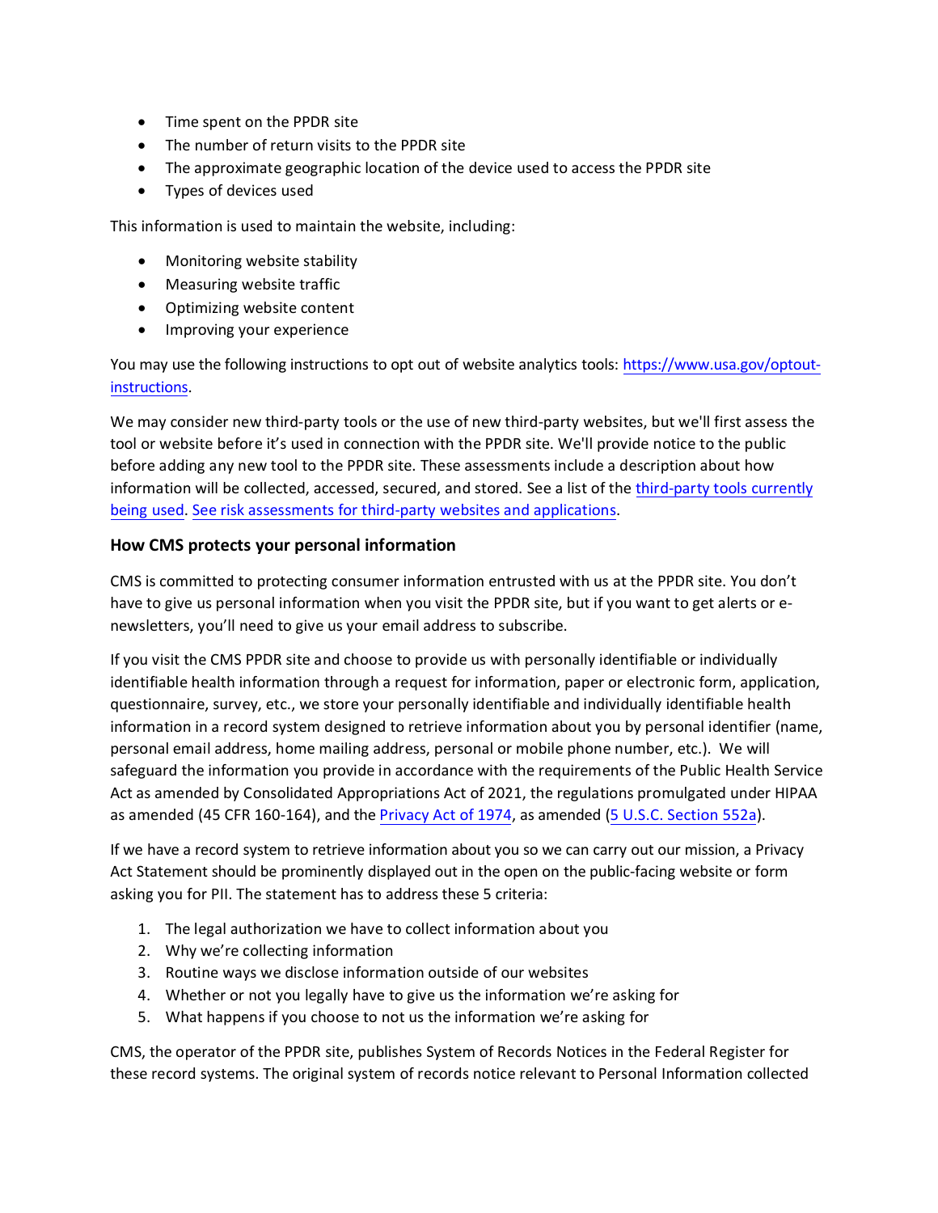- Time spent on the PPDR site
- The number of return visits to the PPDR site
- The approximate geographic location of the device used to access the PPDR site
- Types of devices used

This information is used to maintain the website, including:

- Monitoring website stability
- Measuring website traffic
- Optimizing website content
- Improving your experience

You may use the following instructions to opt out of website analytics tools: [https://www.usa.gov/optout-instructions](https://www.usa.gov/optout-instructions).

We may consider new third-party tools or the use of new third-party websites, but we'll first assess the tool or website before it's used in connection with the PPDR site. We'll provide notice to the public before adding any new tool to the PPDR site. These assessments include a description about how information will be collected, accessed, secured, and stored. See a list of the third-party tools currently being used. See risk assessments for third-party websites and applications.

### How CMS protects your personal information

CMS is committed to protecting consumer information entrusted with us at the PPDR site. You don't have to give us personal information when you visit the PPDR site, but if you want to get alerts or e-newsletters, you'll need to give us your email address to subscribe.

If you visit the CMS PPDR site and choose to provide us with personally identifiable or individually identifiable health information through a request for information, paper or electronic form, application, questionnaire, survey, etc., we store your personally identifiable and individually identifiable health information in a record system designed to retrieve information about you by personal identifier (name, personal email address, home mailing address, personal or mobile phone number, etc.). We will safeguard the information you provide in accordance with the requirements of the Public Health Service Act as amended by Consolidated Appropriations Act of 2021, the regulations promulgated under HIPAA as amended (45 CFR 160-164), and the Privacy Act of 1974, as amended (5 U.S.C. Section 552a).

If we have a record system to retrieve information about you so we can carry out our mission, a Privacy Act Statement should be prominently displayed out in the open on the public-facing website or form asking you for PII. The statement has to address these 5 criteria:

1. The legal authorization we have to collect information about you
2. Why we're collecting information
3. Routine ways we disclose information outside of our websites
4. Whether or not you legally have to give us the information we're asking for
5. What happens if you choose to not us the information we're asking for

CMS, the operator of the PPDR site, publishes System of Records Notices in the Federal Register for these record systems. The original system of records notice relevant to Personal Information collected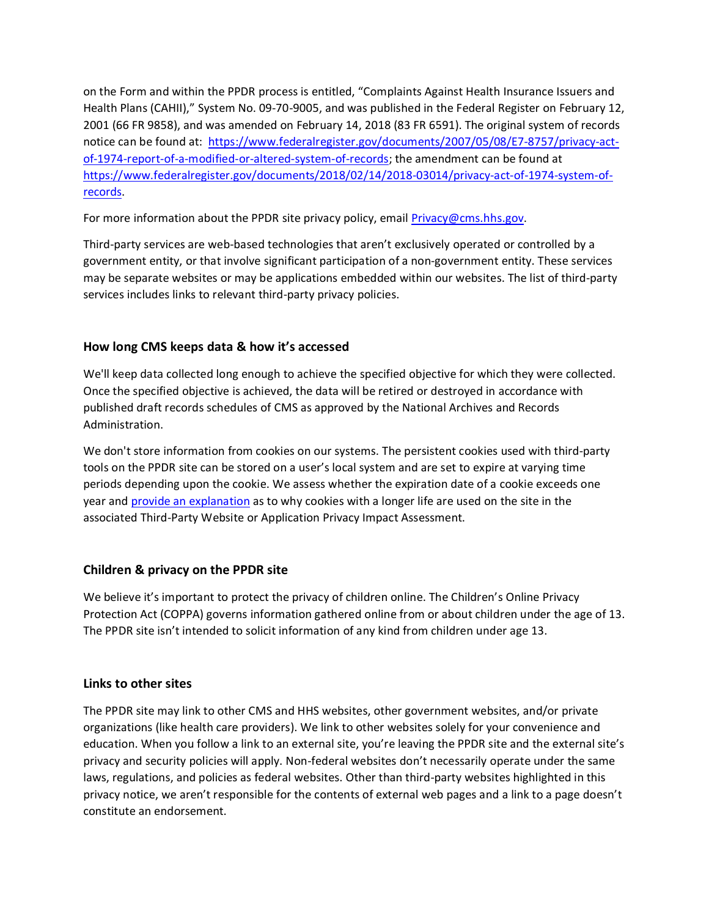on the Form and within the PPDR process is entitled, "Complaints Against Health Insurance Issuers and Health Plans (CAHII)," System No. 09-70-9005, and was published in the Federal Register on February 12, 2001 (66 FR 9858), and was amended on February 14, 2018 (83 FR 6591). The original system of records notice can be found at: [https://www.federalregister.gov/documents/2007/05/08/E7-8757/privacy-act-of-1974-report-of-a-modified-or-altered-system-of-records](https://www.federalregister.gov/documents/2007/05/08/E7-8757/privacy-act-of-1974-report-of-a-modified-or-altered-system-of-records); the amendment can be found at [https://www.federalregister.gov/documents/2018/02/14/2018-03014/privacy-act-of-1974-system-of-records](https://www.federalregister.gov/documents/2018/02/14/2018-03014/privacy-act-of-1974-system-of-records).

For more information about the PPDR site privacy policy, email [Privacy@cms.hhs.gov](mailto:Privacy@cms.hhs.gov).

Third-party services are web-based technologies that aren't exclusively operated or controlled by a government entity, or that involve significant participation of a non-government entity. These services may be separate websites or may be applications embedded within our websites. The list of third-party services includes links to relevant third-party privacy policies.

### How long CMS keeps data & how it's accessed

We'll keep data collected long enough to achieve the specified objective for which they were collected. Once the specified objective is achieved, the data will be retired or destroyed in accordance with published draft records schedules of CMS as approved by the National Archives and Records Administration.

We don't store information from cookies on our systems. The persistent cookies used with third-party tools on the PPDR site can be stored on a user's local system and are set to expire at varying time periods depending upon the cookie. We assess whether the expiration date of a cookie exceeds one year and provide an explanation as to why cookies with a longer life are used on the site in the associated Third-Party Website or Application Privacy Impact Assessment.

### Children & privacy on the PPDR site

We believe it's important to protect the privacy of children online. The Children's Online Privacy Protection Act (COPPA) governs information gathered online from or about children under the age of 13. The PPDR site isn't intended to solicit information of any kind from children under age 13.

### Links to other sites

The PPDR site may link to other CMS and HHS websites, other government websites, and/or private organizations (like health care providers). We link to other websites solely for your convenience and education. When you follow a link to an external site, you're leaving the PPDR site and the external site's privacy and security policies will apply. Non-federal websites don't necessarily operate under the same laws, regulations, and policies as federal websites. Other than third-party websites highlighted in this privacy notice, we aren't responsible for the contents of external web pages and a link to a page doesn't constitute an endorsement.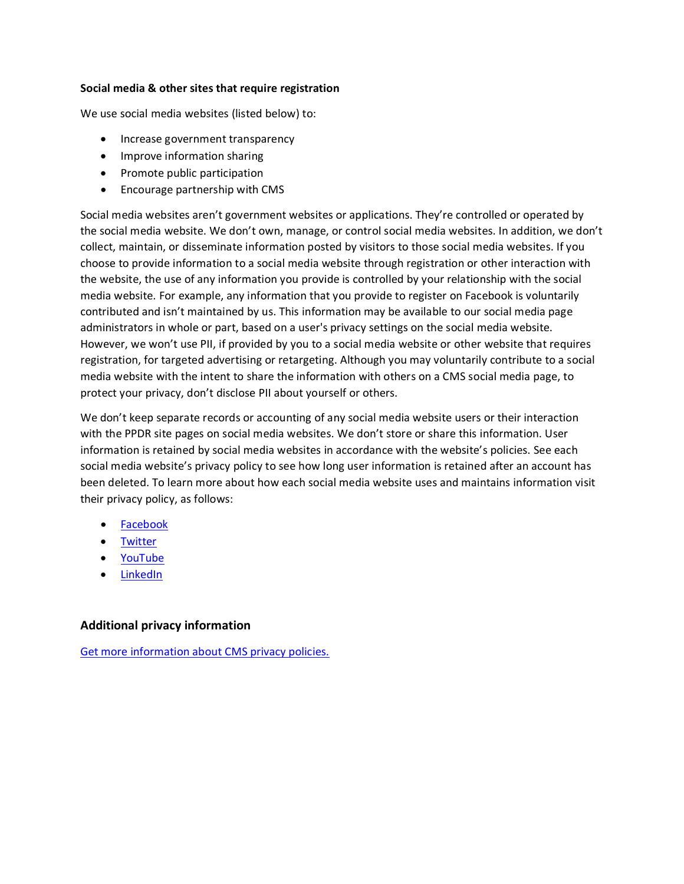### Social media & other sites that require registration

We use social media websites (listed below) to:

- Increase government transparency
- Improve information sharing
- Promote public participation
- Encourage partnership with CMS

Social media websites aren't government websites or applications. They're controlled or operated by the social media website. We don't own, manage, or control social media websites. In addition, we don't collect, maintain, or disseminate information posted by visitors to those social media websites. If you choose to provide information to a social media website through registration or other interaction with the website, the use of any information you provide is controlled by your relationship with the social media website. For example, any information that you provide to register on Facebook is voluntarily contributed and isn't maintained by us. This information may be available to our social media page administrators in whole or part, based on a user's privacy settings on the social media website. However, we won't use PII, if provided by you to a social media website or other website that requires registration, for targeted advertising or retargeting. Although you may voluntarily contribute to a social media website with the intent to share the information with others on a CMS social media page, to protect your privacy, don't disclose PII about yourself or others.

We don't keep separate records or accounting of any social media website users or their interaction with the PPDR site pages on social media websites. We don't store or share this information. User information is retained by social media websites in accordance with the website's policies. See each social media website's privacy policy to see how long user information is retained after an account has been deleted. To learn more about how each social media website uses and maintains information visit their privacy policy, as follows:

- Facebook
- Twitter
- YouTube
- LinkedIn

## Additional privacy information

Get more information about CMS privacy policies.